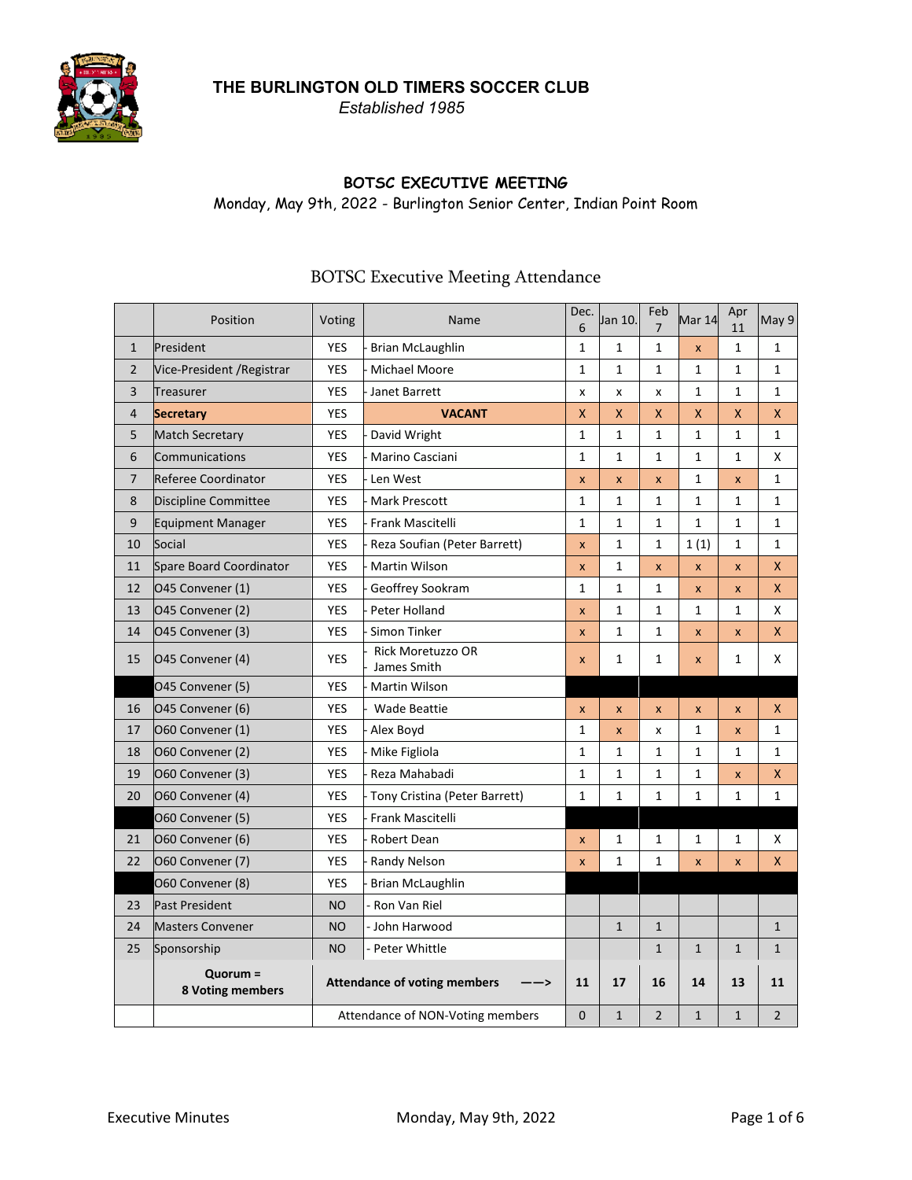# THE BURLINGTON OLD TIMERS SOCCER CLUB

*Established 1985*

## BOTSC EXECUTIVE MEETING

Monday, May 9th, 2022 - Burlington Senior Center, Indian Point Room

### BOTSC Executive Meeting Attendance

| | Position | Voting | Name | Dec. 6 | Jan 10. | Feb 7 | Mar 14 | Apr 11 | May 9 |
|---|---|---|---|---|---|---|---|---|---|
| 1 | President | YES | - Brian McLaughlin | 1 | 1 | 1 | x | 1 | 1 |
| 2 | Vice-President /Registrar | YES | - Michael Moore | 1 | 1 | 1 | 1 | 1 | 1 |
| 3 | Treasurer | YES | - Janet Barrett | x | x | x | 1 | 1 | 1 |
| 4 | **Secretary** | YES | **VACANT** | X | X | X | X | X | X |
| 5 | Match Secretary | YES | - David Wright | 1 | 1 | 1 | 1 | 1 | 1 |
| 6 | Communications | YES | - Marino Casciani | 1 | 1 | 1 | 1 | 1 | X |
| 7 | Referee Coordinator | YES | - Len West | x | x | x | 1 | x | 1 |
| 8 | Discipline Committee | YES | - Mark Prescott | 1 | 1 | 1 | 1 | 1 | 1 |
| 9 | Equipment Manager | YES | - Frank Mascitelli | 1 | 1 | 1 | 1 | 1 | 1 |
| 10 | Social | YES | - Reza Soufian (Peter Barrett) | x | 1 | 1 | 1 (1) | 1 | 1 |
| 11 | Spare Board Coordinator | YES | - Martin Wilson | x | 1 | x | x | x | X |
| 12 | O45 Convener (1) | YES | - Geoffrey Sookram | 1 | 1 | 1 | x | x | X |
| 13 | O45 Convener (2) | YES | - Peter Holland | x | 1 | 1 | 1 | 1 | X |
| 14 | O45 Convener (3) | YES | - Simon Tinker | x | 1 | 1 | x | x | X |
| 15 | O45 Convener (4) | YES | - Rick Moretuzzo OR James Smith | x | 1 | 1 | x | 1 | X |
| | O45 Convener (5) | YES | - Martin Wilson | | | | | | |
| 16 | O45 Convener (6) | YES | - Wade Beattie | x | x | x | x | x | X |
| 17 | O60 Convener (1) | YES | - Alex Boyd | 1 | x | x | 1 | x | 1 |
| 18 | O60 Convener (2) | YES | - Mike Figliola | 1 | 1 | 1 | 1 | 1 | 1 |
| 19 | O60 Convener (3) | YES | - Reza Mahabadi | 1 | 1 | 1 | 1 | x | X |
| 20 | O60 Convener (4) | YES | - Tony Cristina (Peter Barrett) | 1 | 1 | 1 | 1 | 1 | 1 |
| | O60 Convener (5) | YES | - Frank Mascitelli | | | | | | |
| 21 | O60 Convener (6) | YES | - Robert Dean | x | 1 | 1 | 1 | 1 | X |
| 22 | O60 Convener (7) | YES | - Randy Nelson | x | 1 | 1 | x | x | X |
| | O60 Convener (8) | YES | - Brian McLaughlin | | | | | | |
| 23 | Past President | NO | - Ron Van Riel | | | | | | |
| 24 | Masters Convener | NO | - John Harwood | | 1 | 1 | | | 1 |
| 25 | Sponsorship | NO | - Peter Whittle | | | 1 | 1 | 1 | 1 |
| | **Quorum = 8 Voting members** | **Attendance of voting members —–>** | | **11** | **17** | **16** | **14** | **13** | **11** |
| | | Attendance of NON-Voting members | | 0 | 1 | 2 | 1 | 1 | 2 |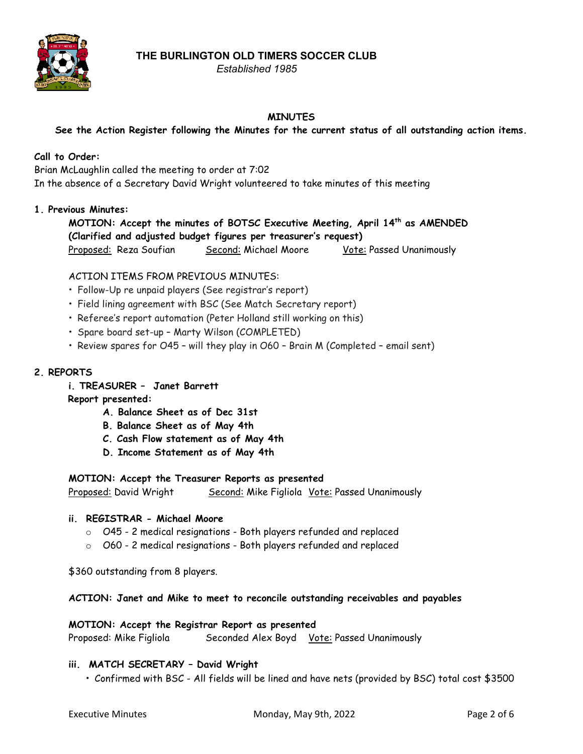**THE BURLINGTON OLD TIMERS SOCCER CLUB**
*Established 1985*

**MINUTES**

**See the Action Register following the Minutes for the current status of all outstanding action items.**

**Call to Order:**
Brian McLaughlin called the meeting to order at 7:02
In the absence of a Secretary David Wright volunteered to take minutes of this meeting

**1. Previous Minutes:**

**MOTION: Accept the minutes of BOTSC Executive Meeting, April 14th as AMENDED (Clarified and adjusted budget figures per treasurer's request)**
Proposed: Reza Soufian Second: Michael Moore Vote: Passed Unanimously

ACTION ITEMS FROM PREVIOUS MINUTES:
- Follow-Up re unpaid players (See registrar's report)
- Field lining agreement with BSC (See Match Secretary report)
- Referee's report automation (Peter Holland still working on this)
- Spare board set-up – Marty Wilson (COMPLETED)
- Review spares for O45 – will they play in O60 – Brain M (Completed – email sent)

**2. REPORTS**

**i. TREASURER – Janet Barrett**
**Report presented:**
- **A. Balance Sheet as of Dec 31st**
- **B. Balance Sheet as of May 4th**
- **C. Cash Flow statement as of May 4th**
- **D. Income Statement as of May 4th**

**MOTION: Accept the Treasurer Reports as presented**
Proposed: David Wright Second: Mike Figliola Vote: Passed Unanimously

**ii. REGISTRAR - Michael Moore**
- O45 - 2 medical resignations - Both players refunded and replaced
- O60 - 2 medical resignations - Both players refunded and replaced

$360 outstanding from 8 players.

**ACTION: Janet and Mike to meet to reconcile outstanding receivables and payables**

**MOTION: Accept the Registrar Report as presented**
Proposed: Mike Figliola Seconded Alex Boyd Vote: Passed Unanimously

**iii. MATCH SECRETARY – David Wright**
- Confirmed with BSC - All fields will be lined and have nets (provided by BSC) total cost $3500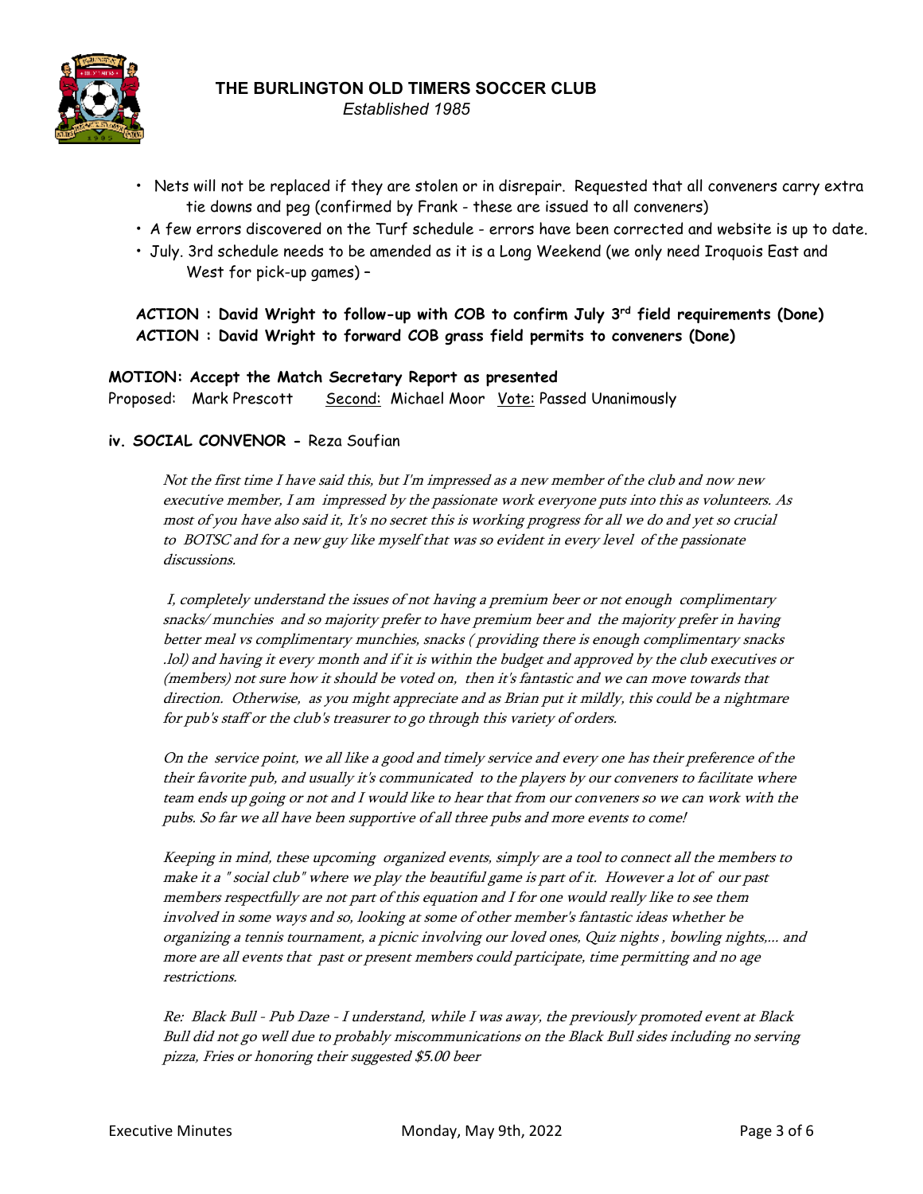**THE BURLINGTON OLD TIMERS SOCCER CLUB**
*Established 1985*

- Nets will not be replaced if they are stolen or in disrepair. Requested that all conveners carry extra tie downs and peg (confirmed by Frank - these are issued to all conveners)
- A few errors discovered on the Turf schedule - errors have been corrected and website is up to date.
- July. 3rd schedule needs to be amended as it is a Long Weekend (we only need Iroquois East and West for pick-up games) –

**ACTION : David Wright to follow-up with COB to confirm July 3rd field requirements (Done)**
**ACTION : David Wright to forward COB grass field permits to conveners (Done)**

**MOTION: Accept the Match Secretary Report as presented**
Proposed: Mark Prescott    Second: Michael Moor  Vote: Passed Unanimously

**iv. SOCIAL CONVENOR -** Reza Soufian

*Not the first time I have said this, but I'm impressed as a new member of the club and now new executive member, I am impressed by the passionate work everyone puts into this as volunteers. As most of you have also said it, It's no secret this is working progress for all we do and yet so crucial to BOTSC and for a new guy like myself that was so evident in every level of the passionate discussions.*

*I, completely understand the issues of not having a premium beer or not enough complimentary snacks/ munchies and so majority prefer to have premium beer and the majority prefer in having better meal vs complimentary munchies, snacks ( providing there is enough complimentary snacks .lol) and having it every month and if it is within the budget and approved by the club executives or (members) not sure how it should be voted on, then it's fantastic and we can move towards that direction. Otherwise, as you might appreciate and as Brian put it mildly, this could be a nightmare for pub's staff or the club's treasurer to go through this variety of orders.*

*On the service point, we all like a good and timely service and every one has their preference of the their favorite pub, and usually it's communicated to the players by our conveners to facilitate where team ends up going or not and I would like to hear that from our conveners so we can work with the pubs. So far we all have been supportive of all three pubs and more events to come!*

*Keeping in mind, these upcoming organized events, simply are a tool to connect all the members to make it a " social club" where we play the beautiful game is part of it. However a lot of our past members respectfully are not part of this equation and I for one would really like to see them involved in some ways and so, looking at some of other member's fantastic ideas whether be organizing a tennis tournament, a picnic involving our loved ones, Quiz nights , bowling nights,... and more are all events that past or present members could participate, time permitting and no age restrictions.*

*Re: Black Bull - Pub Daze - I understand, while I was away, the previously promoted event at Black Bull did not go well due to probably miscommunications on the Black Bull sides including no serving pizza, Fries or honoring their suggested $5.00 beer*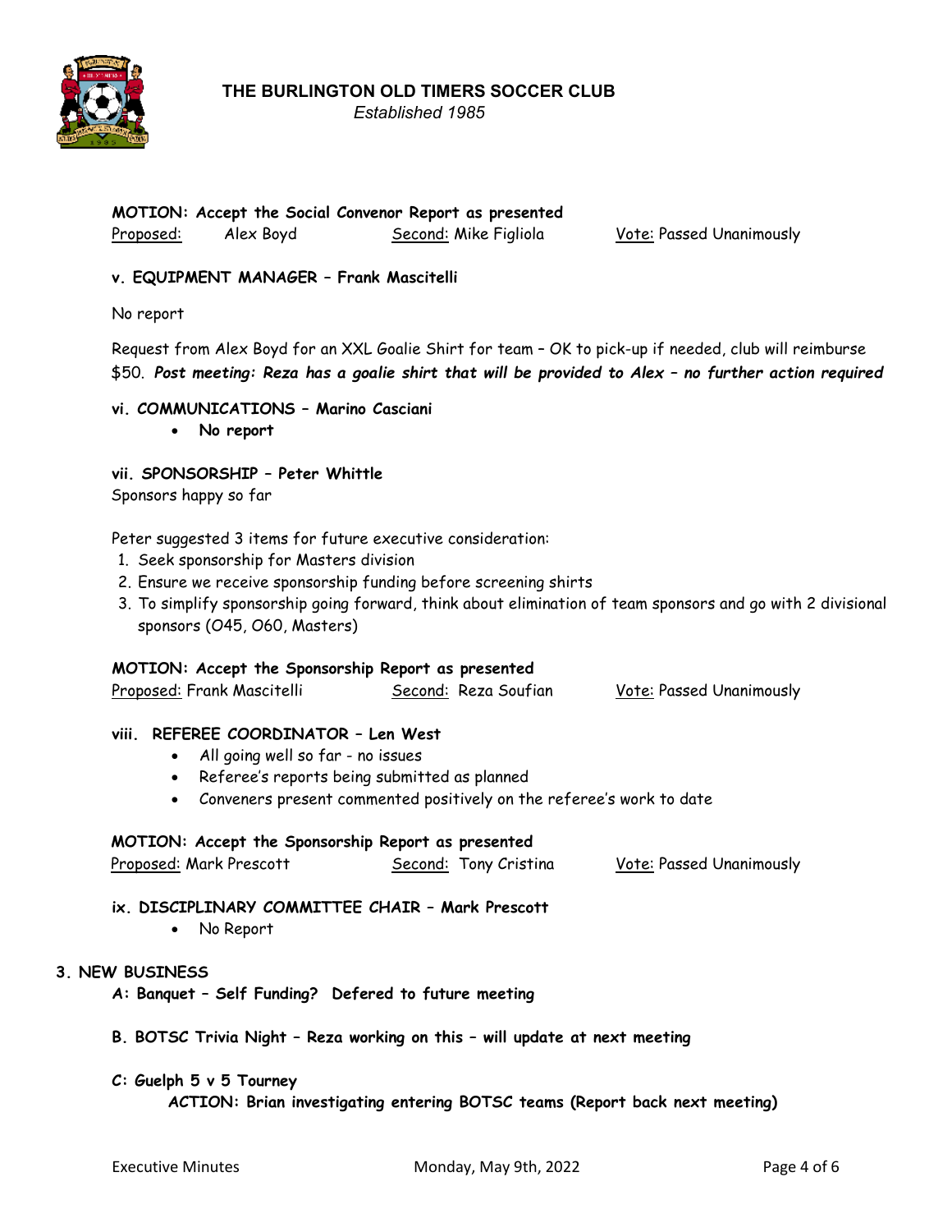**THE BURLINGTON OLD TIMERS SOCCER CLUB**
*Established 1985*

**MOTION: Accept the Social Convenor Report as presented**
Proposed: Alex Boyd Second: Mike Figliola Vote: Passed Unanimously

**v. EQUIPMENT MANAGER – Frank Mascitelli**

No report

Request from Alex Boyd for an XXL Goalie Shirt for team – OK to pick-up if needed, club will reimburse $50. ***Post meeting: Reza has a goalie shirt that will be provided to Alex – no further action required***

**vi. COMMUNICATIONS – Marino Casciani**

- **No report**

**vii. SPONSORSHIP – Peter Whittle**
Sponsors happy so far

Peter suggested 3 items for future executive consideration:

1. Seek sponsorship for Masters division
2. Ensure we receive sponsorship funding before screening shirts
3. To simplify sponsorship going forward, think about elimination of team sponsors and go with 2 divisional sponsors (O45, O60, Masters)

**MOTION: Accept the Sponsorship Report as presented**
Proposed: Frank Mascitelli Second: Reza Soufian Vote: Passed Unanimously

**viii. REFEREE COORDINATOR – Len West**

- All going well so far - no issues
- Referee's reports being submitted as planned
- Conveners present commented positively on the referee's work to date

**MOTION: Accept the Sponsorship Report as presented**
Proposed: Mark Prescott Second: Tony Cristina Vote: Passed Unanimously

**ix. DISCIPLINARY COMMITTEE CHAIR – Mark Prescott**

- No Report

**3. NEW BUSINESS**

**A: Banquet – Self Funding? Defered to future meeting**

**B. BOTSC Trivia Night – Reza working on this – will update at next meeting**

**C: Guelph 5 v 5 Tourney**
**ACTION: Brian investigating entering BOTSC teams (Report back next meeting)**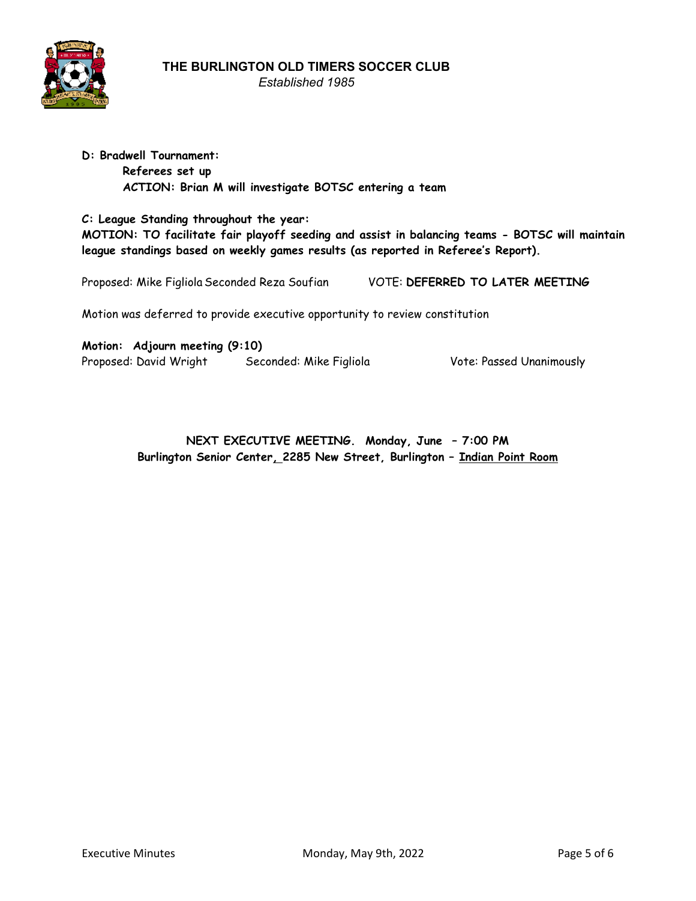**D: Bradwell Tournament:**

**Referees set up**

**ACTION: Brian M will investigate BOTSC entering a team**

**C: League Standing throughout the year:**

**MOTION: TO facilitate fair playoff seeding and assist in balancing teams - BOTSC will maintain league standings based on weekly games results (as reported in Referee's Report).**

Proposed: Mike Figliola Seconded Reza Soufian VOTE: **DEFERRED TO LATER MEETING**

Motion was deferred to provide executive opportunity to review constitution

**Motion: Adjourn meeting (9:10)**

Proposed: David Wright Seconded: Mike Figliola Vote: Passed Unanimously

**NEXT EXECUTIVE MEETING. Monday, June – 7:00 PM**

**Burlington Senior Center, 2285 New Street, Burlington – Indian Point Room**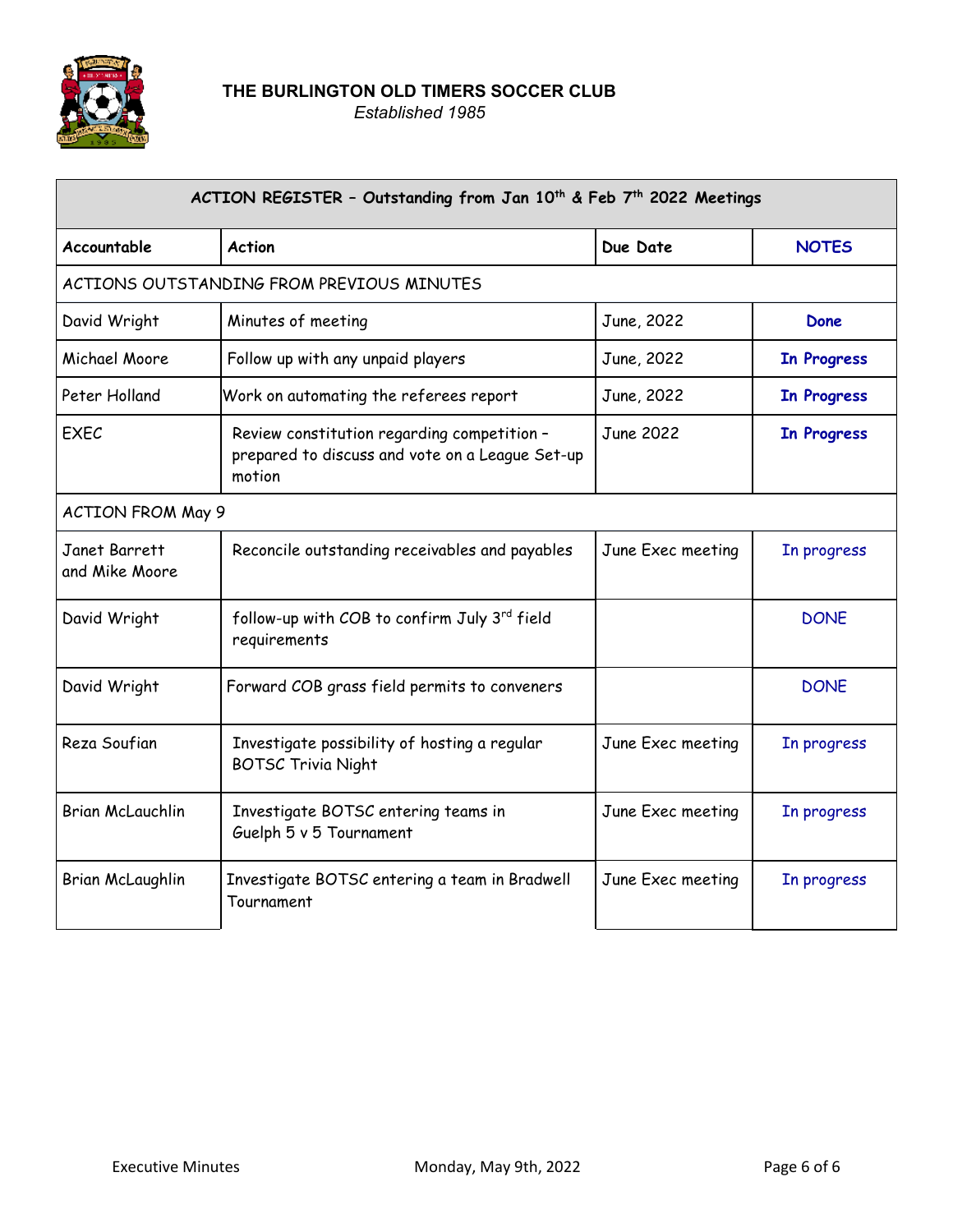**THE BURLINGTON OLD TIMERS SOCCER CLUB**

*Established 1985*

| ACTION REGISTER – Outstanding from Jan 10th & Feb 7th 2022 Meetings | | | |
|---|---|---|---|
| **Accountable** | **Action** | **Due Date** | **NOTES** |
| ACTIONS OUTSTANDING FROM PREVIOUS MINUTES | | | |
| David Wright | Minutes of meeting | June, 2022 | **Done** |
| Michael Moore | Follow up with any unpaid players | June, 2022 | **In Progress** |
| Peter Holland | Work on automating the referees report | June, 2022 | **In Progress** |
| EXEC | Review constitution regarding competition – prepared to discuss and vote on a League Set-up motion | June 2022 | **In Progress** |
| ACTION FROM May 9 | | | |
| Janet Barrett and Mike Moore | Reconcile outstanding receivables and payables | June Exec meeting | In progress |
| David Wright | follow-up with COB to confirm July 3rd field requirements | | DONE |
| David Wright | Forward COB grass field permits to conveners | | DONE |
| Reza Soufian | Investigate possibility of hosting a regular BOTSC Trivia Night | June Exec meeting | In progress |
| Brian McLauchlin | Investigate BOTSC entering teams in Guelph 5 v 5 Tournament | June Exec meeting | In progress |
| Brian McLaughlin | Investigate BOTSC entering a team in Bradwell Tournament | June Exec meeting | In progress |